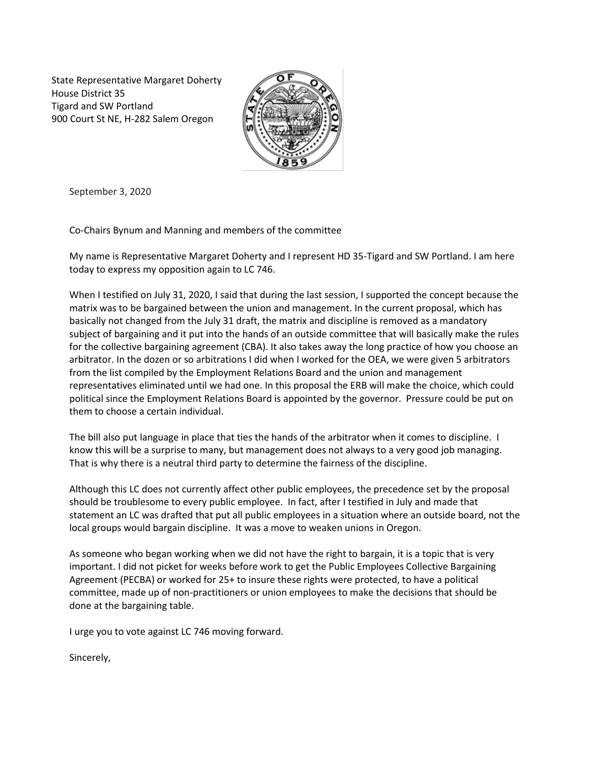State Representative Margaret Doherty
House District 35
Tigard and SW Portland
900 Court St NE, H-282 Salem Oregon

September 3, 2020

Co-Chairs Bynum and Manning and members of the committee

My name is Representative Margaret Doherty and I represent HD 35-Tigard and SW Portland. I am here today to express my opposition again to LC 746.

When I testified on July 31, 2020, I said that during the last session, I supported the concept because the matrix was to be bargained between the union and management. In the current proposal, which has basically not changed from the July 31 draft, the matrix and discipline is removed as a mandatory subject of bargaining and it put into the hands of an outside committee that will basically make the rules for the collective bargaining agreement (CBA). It also takes away the long practice of how you choose an arbitrator. In the dozen or so arbitrations I did when I worked for the OEA, we were given 5 arbitrators from the list compiled by the Employment Relations Board and the union and management representatives eliminated until we had one. In this proposal the ERB will make the choice, which could political since the Employment Relations Board is appointed by the governor. Pressure could be put on them to choose a certain individual.

The bill also put language in place that ties the hands of the arbitrator when it comes to discipline. I know this will be a surprise to many, but management does not always to a very good job managing. That is why there is a neutral third party to determine the fairness of the discipline.

Although this LC does not currently affect other public employees, the precedence set by the proposal should be troublesome to every public employee. In fact, after I testified in July and made that statement an LC was drafted that put all public employees in a situation where an outside board, not the local groups would bargain discipline. It was a move to weaken unions in Oregon.

As someone who began working when we did not have the right to bargain, it is a topic that is very important. I did not picket for weeks before work to get the Public Employees Collective Bargaining Agreement (PECBA) or worked for 25+ to insure these rights were protected, to have a political committee, made up of non-practitioners or union employees to make the decisions that should be done at the bargaining table.

I urge you to vote against LC 746 moving forward.

Sincerely,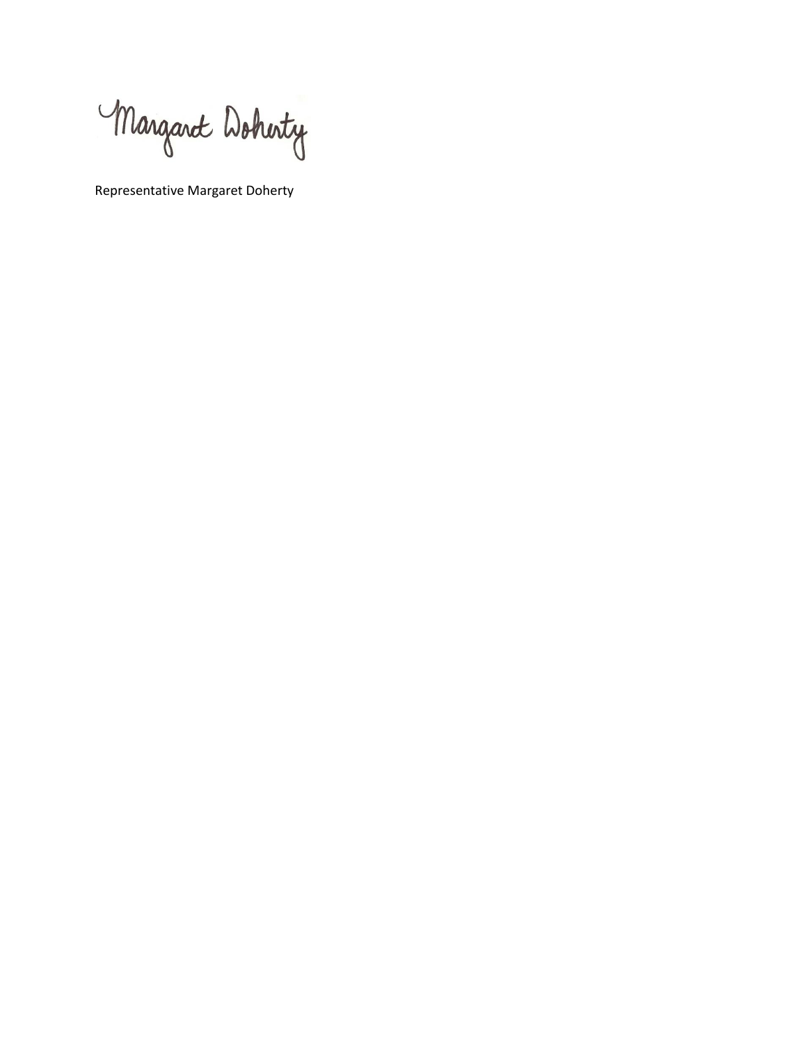Margaret Doherty

Representative Margaret Doherty